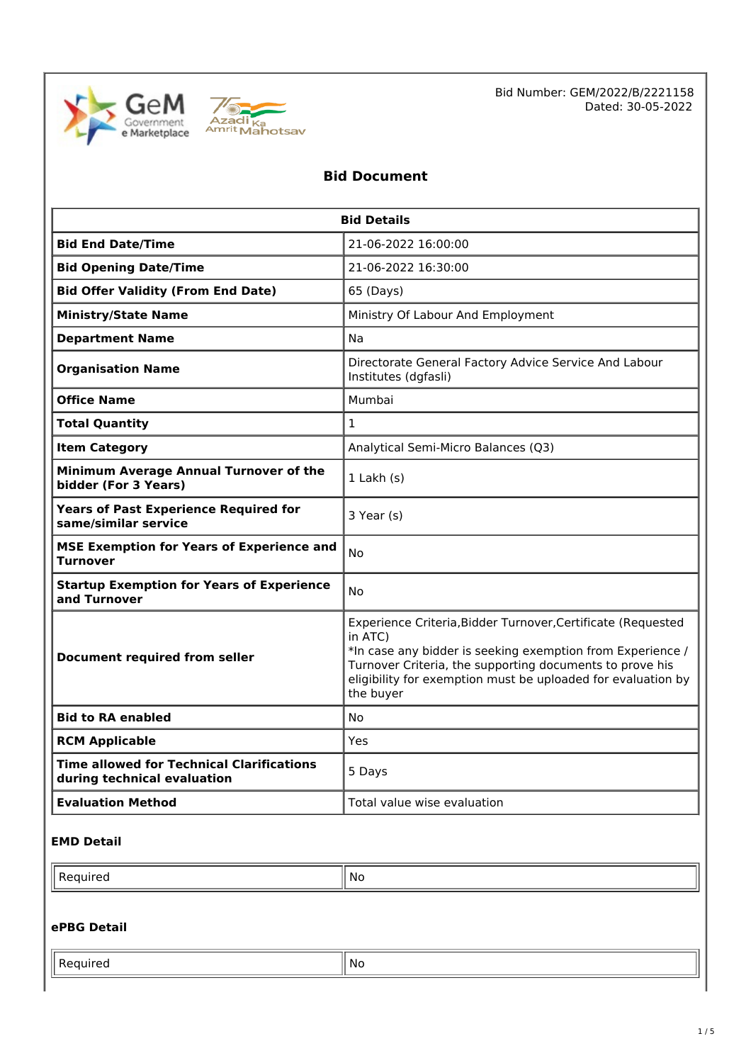Bid Number: GEM/2022/B/2221158
Dated: 30-05-2022

# Bid Document

| Bid Details | |
|---|---|
| **Bid End Date/Time** | 21-06-2022 16:00:00 |
| **Bid Opening Date/Time** | 21-06-2022 16:30:00 |
| **Bid Offer Validity (From End Date)** | 65 (Days) |
| **Ministry/State Name** | Ministry Of Labour And Employment |
| **Department Name** | Na |
| **Organisation Name** | Directorate General Factory Advice Service And Labour Institutes (dgfasli) |
| **Office Name** | Mumbai |
| **Total Quantity** | 1 |
| **Item Category** | Analytical Semi-Micro Balances (Q3) |
| **Minimum Average Annual Turnover of the bidder (For 3 Years)** | 1 Lakh (s) |
| **Years of Past Experience Required for same/similar service** | 3 Year (s) |
| **MSE Exemption for Years of Experience and Turnover** | No |
| **Startup Exemption for Years of Experience and Turnover** | No |
| **Document required from seller** | Experience Criteria,Bidder Turnover,Certificate (Requested in ATC)<br>*In case any bidder is seeking exemption from Experience / Turnover Criteria, the supporting documents to prove his eligibility for exemption must be uploaded for evaluation by the buyer |
| **Bid to RA enabled** | No |
| **RCM Applicable** | Yes |
| **Time allowed for Technical Clarifications during technical evaluation** | 5 Days |
| **Evaluation Method** | Total value wise evaluation |

### EMD Detail

| Required | No |
|---|---|

### ePBG Detail

| Required | No |
|---|---|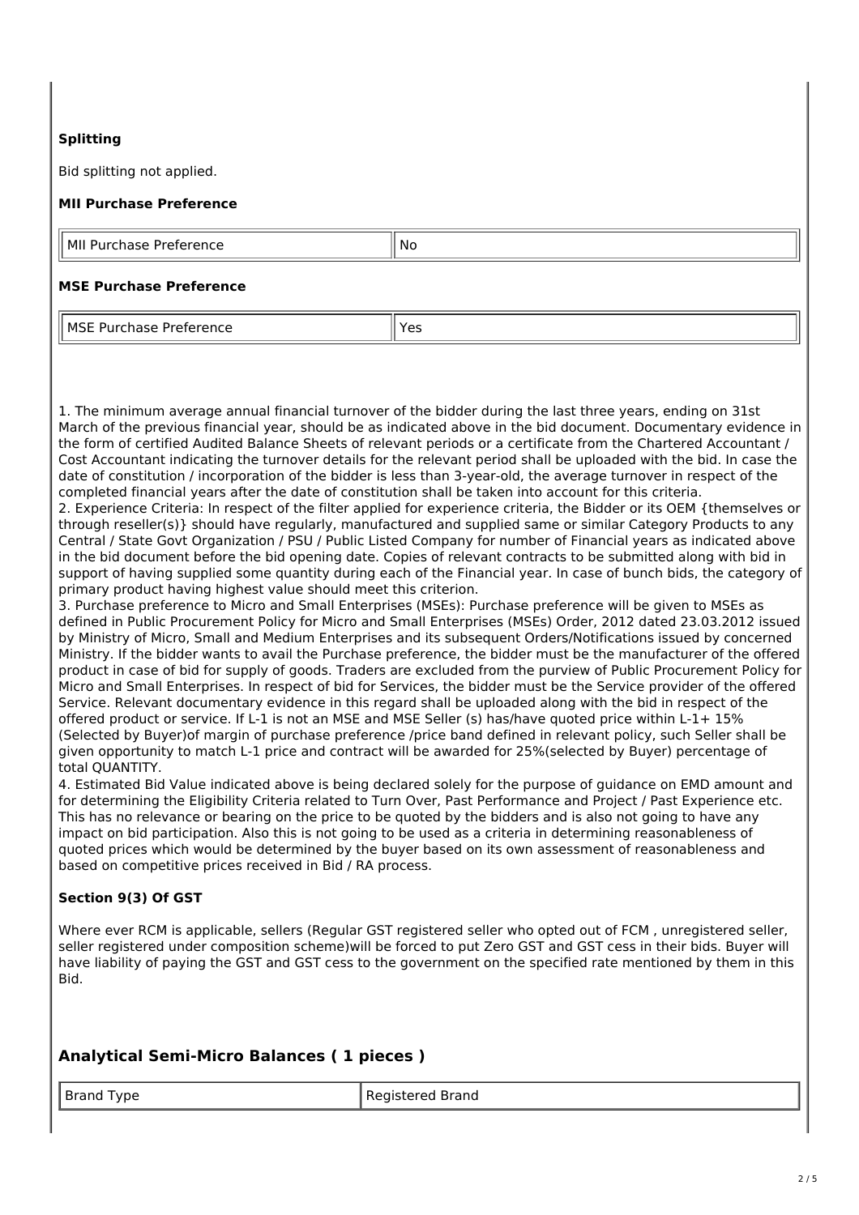### Splitting

Bid splitting not applied.

### MII Purchase Preference

| MII Purchase Preference | No |
|---|---|

### MSE Purchase Preference

| MSE Purchase Preference | Yes |
|---|---|

1. The minimum average annual financial turnover of the bidder during the last three years, ending on 31st March of the previous financial year, should be as indicated above in the bid document. Documentary evidence in the form of certified Audited Balance Sheets of relevant periods or a certificate from the Chartered Accountant / Cost Accountant indicating the turnover details for the relevant period shall be uploaded with the bid. In case the date of constitution / incorporation of the bidder is less than 3-year-old, the average turnover in respect of the completed financial years after the date of constitution shall be taken into account for this criteria.
2. Experience Criteria: In respect of the filter applied for experience criteria, the Bidder or its OEM {themselves or through reseller(s)} should have regularly, manufactured and supplied same or similar Category Products to any Central / State Govt Organization / PSU / Public Listed Company for number of Financial years as indicated above in the bid document before the bid opening date. Copies of relevant contracts to be submitted along with bid in support of having supplied some quantity during each of the Financial year. In case of bunch bids, the category of primary product having highest value should meet this criterion.
3. Purchase preference to Micro and Small Enterprises (MSEs): Purchase preference will be given to MSEs as defined in Public Procurement Policy for Micro and Small Enterprises (MSEs) Order, 2012 dated 23.03.2012 issued by Ministry of Micro, Small and Medium Enterprises and its subsequent Orders/Notifications issued by concerned Ministry. If the bidder wants to avail the Purchase preference, the bidder must be the manufacturer of the offered product in case of bid for supply of goods. Traders are excluded from the purview of Public Procurement Policy for Micro and Small Enterprises. In respect of bid for Services, the bidder must be the Service provider of the offered Service. Relevant documentary evidence in this regard shall be uploaded along with the bid in respect of the offered product or service. If L-1 is not an MSE and MSE Seller (s) has/have quoted price within L-1+ 15% (Selected by Buyer)of margin of purchase preference /price band defined in relevant policy, such Seller shall be given opportunity to match L-1 price and contract will be awarded for 25%(selected by Buyer) percentage of total QUANTITY.
4. Estimated Bid Value indicated above is being declared solely for the purpose of guidance on EMD amount and for determining the Eligibility Criteria related to Turn Over, Past Performance and Project / Past Experience etc. This has no relevance or bearing on the price to be quoted by the bidders and is also not going to have any impact on bid participation. Also this is not going to be used as a criteria in determining reasonableness of quoted prices which would be determined by the buyer based on its own assessment of reasonableness and based on competitive prices received in Bid / RA process.

### Section 9(3) Of GST

Where ever RCM is applicable, sellers (Regular GST registered seller who opted out of FCM , unregistered seller, seller registered under composition scheme)will be forced to put Zero GST and GST cess in their bids. Buyer will have liability of paying the GST and GST cess to the government on the specified rate mentioned by them in this Bid.

## Analytical Semi-Micro Balances ( 1 pieces )

| Brand Type | Registered Brand |
|---|---|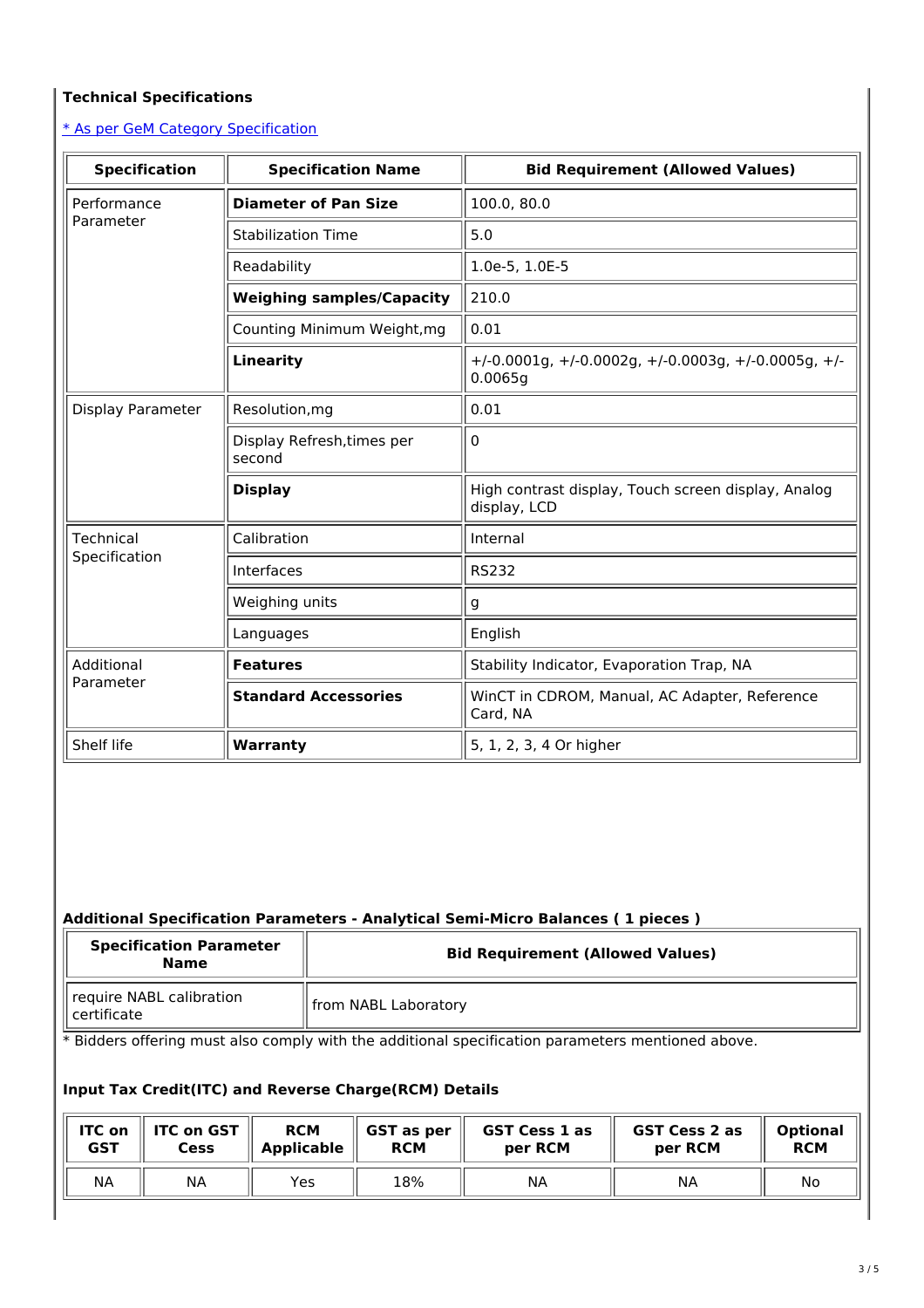### Technical Specifications

[* As per GeM Category Specification]

| Specification | Specification Name | Bid Requirement (Allowed Values) |
|---|---|---|
| Performance Parameter | **Diameter of Pan Size** | 100.0, 80.0 |
| | Stabilization Time | 5.0 |
| | Readability | 1.0e-5, 1.0E-5 |
| | **Weighing samples/Capacity** | 210.0 |
| | Counting Minimum Weight,mg | 0.01 |
| | **Linearity** | +/-0.0001g, +/-0.0002g, +/-0.0003g, +/-0.0005g, +/-0.0065g |
| Display Parameter | Resolution,mg | 0.01 |
| | Display Refresh,times per second | 0 |
| | **Display** | High contrast display, Touch screen display, Analog display, LCD |
| Technical Specification | Calibration | Internal |
| | Interfaces | RS232 |
| | Weighing units | g |
| | Languages | English |
| Additional Parameter | **Features** | Stability Indicator, Evaporation Trap, NA |
| | **Standard Accessories** | WinCT in CDROM, Manual, AC Adapter, Reference Card, NA |
| Shelf life | **Warranty** | 5, 1, 2, 3, 4 Or higher |

#### Additional Specification Parameters - Analytical Semi-Micro Balances ( 1 pieces )

| Specification Parameter Name | Bid Requirement (Allowed Values) |
|---|---|
| require NABL calibration certificate | from NABL Laboratory |

* Bidders offering must also comply with the additional specification parameters mentioned above.

#### Input Tax Credit(ITC) and Reverse Charge(RCM) Details

| ITC on GST | ITC on GST Cess | RCM Applicable | GST as per RCM | GST Cess 1 as per RCM | GST Cess 2 as per RCM | Optional RCM |
|---|---|---|---|---|---|---|
| NA | NA | Yes | 18% | NA | NA | No |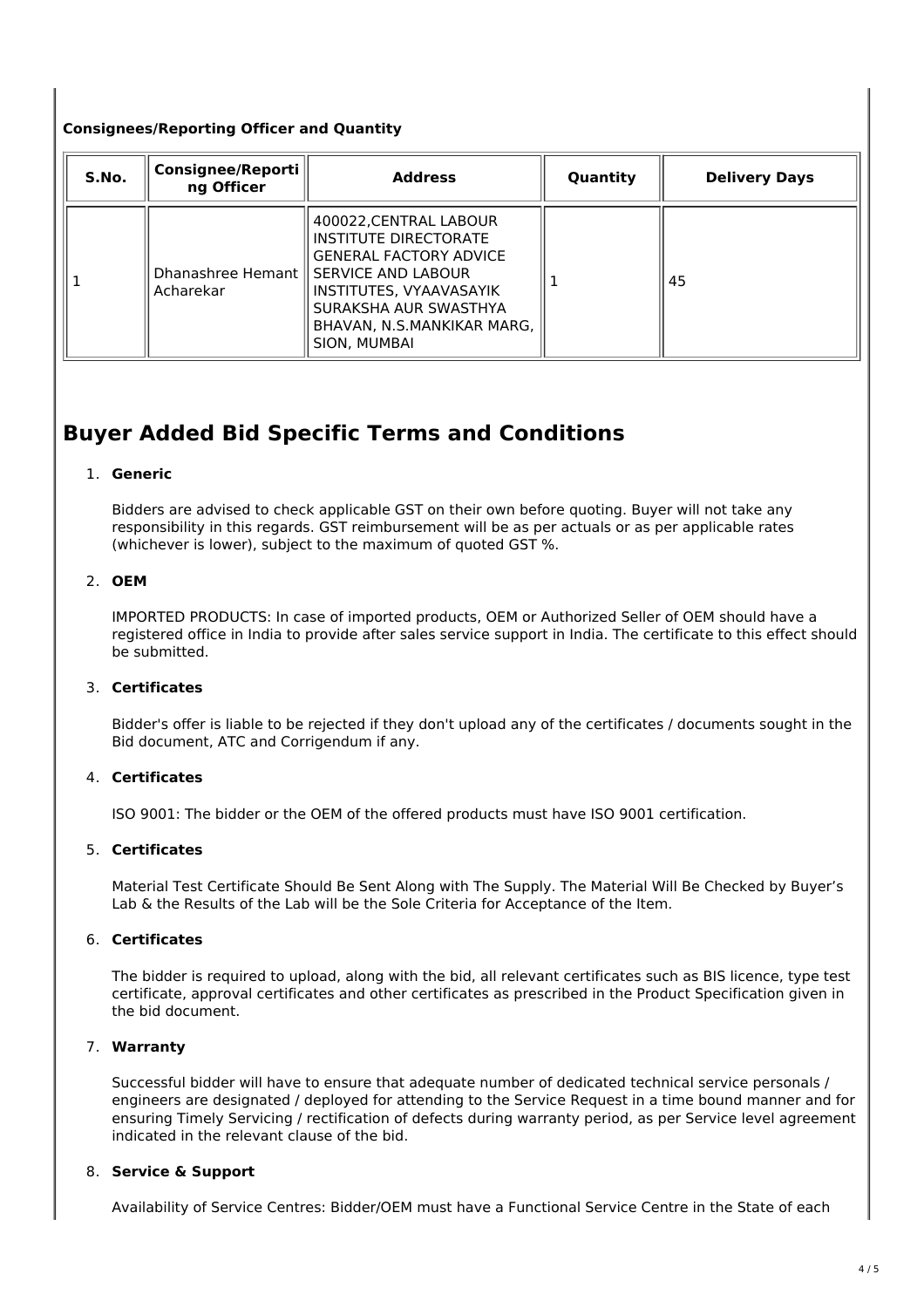**Consignees/Reporting Officer and Quantity**

| S.No. | Consignee/Reporting Officer | Address | Quantity | Delivery Days |
|---|---|---|---|---|
| 1 | Dhanashree Hemant Acharekar | 400022,CENTRAL LABOUR INSTITUTE DIRECTORATE GENERAL FACTORY ADVICE SERVICE AND LABOUR INSTITUTES, VYAAVASAYIK SURAKSHA AUR SWASTHYA BHAVAN, N.S.MANKIKAR MARG, SION, MUMBAI | 1 | 45 |

# Buyer Added Bid Specific Terms and Conditions

1. **Generic**

   Bidders are advised to check applicable GST on their own before quoting. Buyer will not take any responsibility in this regards. GST reimbursement will be as per actuals or as per applicable rates (whichever is lower), subject to the maximum of quoted GST %.

2. **OEM**

   IMPORTED PRODUCTS: In case of imported products, OEM or Authorized Seller of OEM should have a registered office in India to provide after sales service support in India. The certificate to this effect should be submitted.

3. **Certificates**

   Bidder's offer is liable to be rejected if they don't upload any of the certificates / documents sought in the Bid document, ATC and Corrigendum if any.

4. **Certificates**

   ISO 9001: The bidder or the OEM of the offered products must have ISO 9001 certification.

5. **Certificates**

   Material Test Certificate Should Be Sent Along with The Supply. The Material Will Be Checked by Buyer's Lab & the Results of the Lab will be the Sole Criteria for Acceptance of the Item.

6. **Certificates**

   The bidder is required to upload, along with the bid, all relevant certificates such as BIS licence, type test certificate, approval certificates and other certificates as prescribed in the Product Specification given in the bid document.

7. **Warranty**

   Successful bidder will have to ensure that adequate number of dedicated technical service personals / engineers are designated / deployed for attending to the Service Request in a time bound manner and for ensuring Timely Servicing / rectification of defects during warranty period, as per Service level agreement indicated in the relevant clause of the bid.

8. **Service & Support**

   Availability of Service Centres: Bidder/OEM must have a Functional Service Centre in the State of each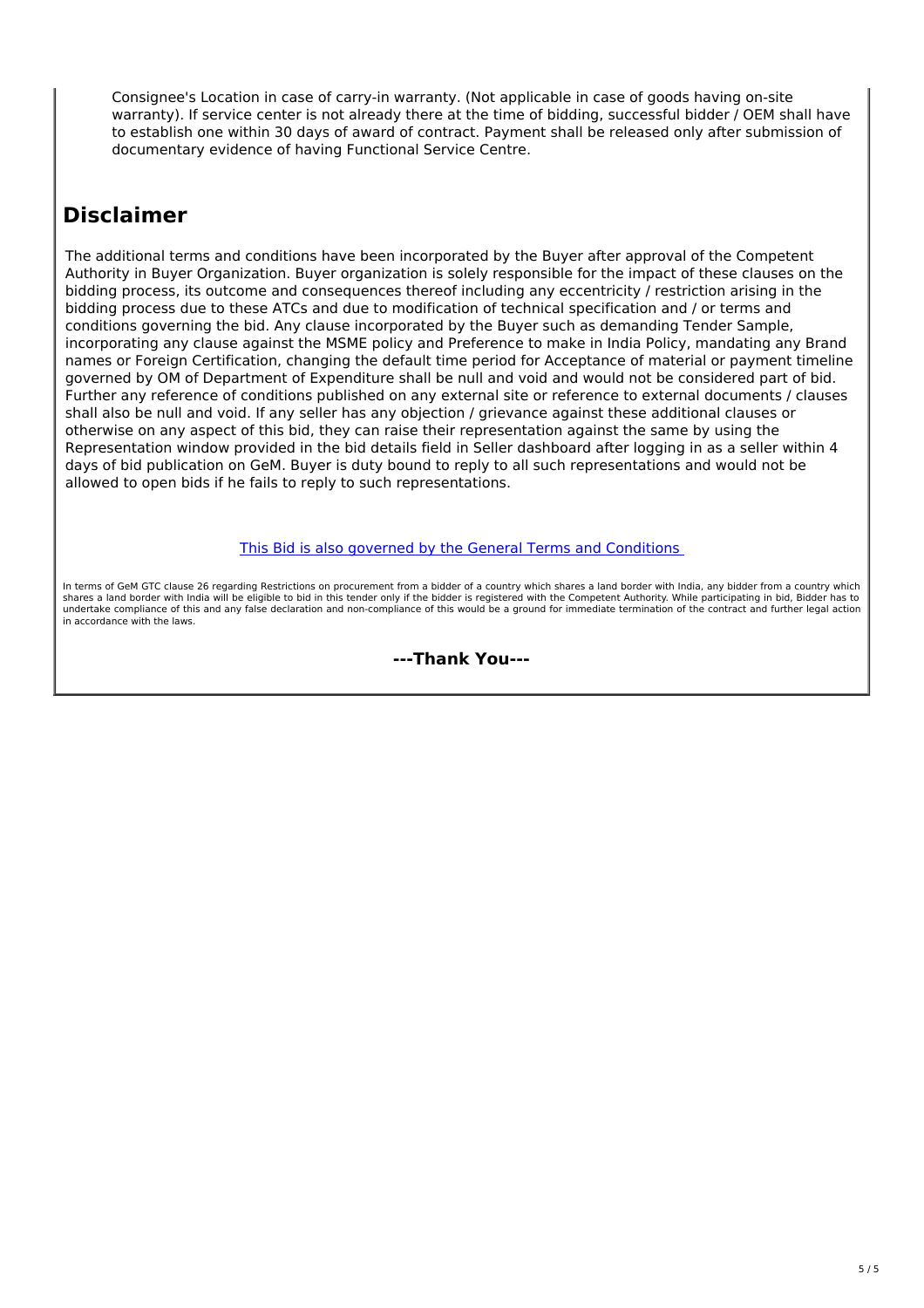Consignee's Location in case of carry-in warranty. (Not applicable in case of goods having on-site warranty). If service center is not already there at the time of bidding, successful bidder / OEM shall have to establish one within 30 days of award of contract. Payment shall be released only after submission of documentary evidence of having Functional Service Centre.

## Disclaimer

The additional terms and conditions have been incorporated by the Buyer after approval of the Competent Authority in Buyer Organization. Buyer organization is solely responsible for the impact of these clauses on the bidding process, its outcome and consequences thereof including any eccentricity / restriction arising in the bidding process due to these ATCs and due to modification of technical specification and / or terms and conditions governing the bid. Any clause incorporated by the Buyer such as demanding Tender Sample, incorporating any clause against the MSME policy and Preference to make in India Policy, mandating any Brand names or Foreign Certification, changing the default time period for Acceptance of material or payment timeline governed by OM of Department of Expenditure shall be null and void and would not be considered part of bid. Further any reference of conditions published on any external site or reference to external documents / clauses shall also be null and void. If any seller has any objection / grievance against these additional clauses or otherwise on any aspect of this bid, they can raise their representation against the same by using the Representation window provided in the bid details field in Seller dashboard after logging in as a seller within 4 days of bid publication on GeM. Buyer is duty bound to reply to all such representations and would not be allowed to open bids if he fails to reply to such representations.

This Bid is also governed by the General Terms and Conditions

In terms of GeM GTC clause 26 regarding Restrictions on procurement from a bidder of a country which shares a land border with India, any bidder from a country which shares a land border with India will be eligible to bid in this tender only if the bidder is registered with the Competent Authority. While participating in bid, Bidder has to undertake compliance of this and any false declaration and non-compliance of this would be a ground for immediate termination of the contract and further legal action in accordance with the laws.

**---Thank You---**